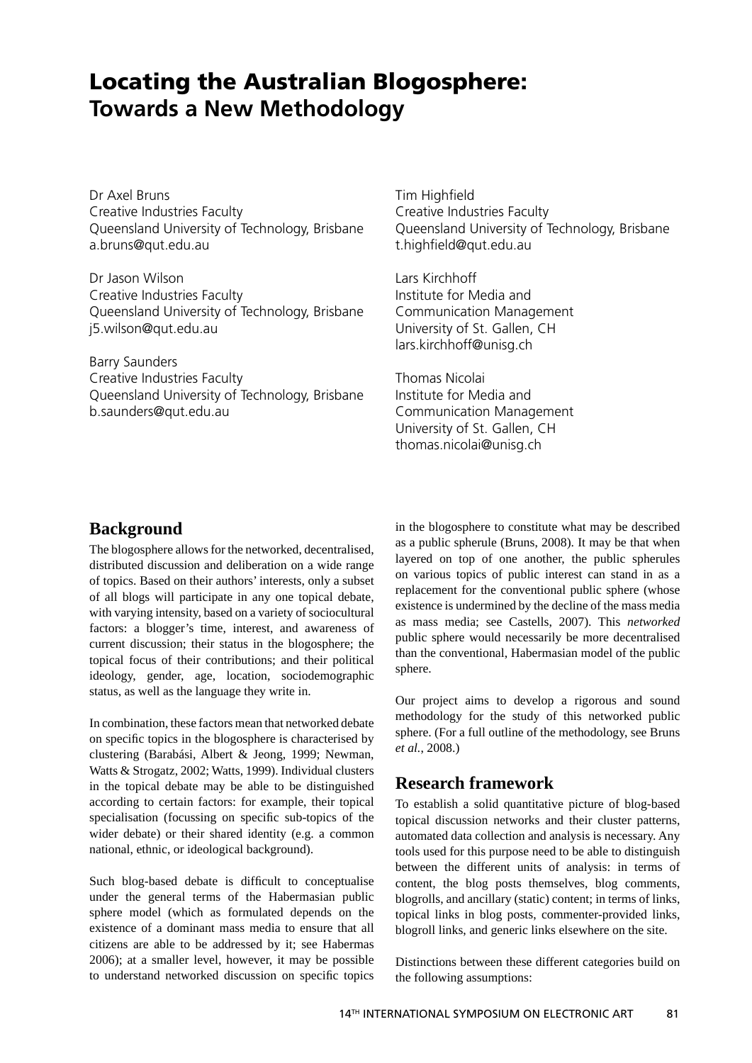# Locating the Australian Blogosphere: Towards a New Methodology

Dr Axel Bruns
Creative Industries Faculty
Queensland University of Technology, Brisbane
a.bruns@qut.edu.au

Dr Jason Wilson
Creative Industries Faculty
Queensland University of Technology, Brisbane
j5.wilson@qut.edu.au

Barry Saunders
Creative Industries Faculty
Queensland University of Technology, Brisbane
b.saunders@qut.edu.au

Tim Highfield
Creative Industries Faculty
Queensland University of Technology, Brisbane
t.highfield@qut.edu.au

Lars Kirchhoff
Institute for Media and Communication Management
University of St. Gallen, CH
lars.kirchhoff@unisg.ch

Thomas Nicolai
Institute for Media and Communication Management
University of St. Gallen, CH
thomas.nicolai@unisg.ch

## Background

The blogosphere allows for the networked, decentralised, distributed discussion and deliberation on a wide range of topics. Based on their authors' interests, only a subset of all blogs will participate in any one topical debate, with varying intensity, based on a variety of sociocultural factors: a blogger's time, interest, and awareness of current discussion; their status in the blogosphere; the topical focus of their contributions; and their political ideology, gender, age, location, sociodemographic status, as well as the language they write in.

In combination, these factors mean that networked debate on specific topics in the blogosphere is characterised by clustering (Barabási, Albert & Jeong, 1999; Newman, Watts & Strogatz, 2002; Watts, 1999). Individual clusters in the topical debate may be able to be distinguished according to certain factors: for example, their topical specialisation (focussing on specific sub-topics of the wider debate) or their shared identity (e.g. a common national, ethnic, or ideological background).

Such blog-based debate is difficult to conceptualise under the general terms of the Habermasian public sphere model (which as formulated depends on the existence of a dominant mass media to ensure that all citizens are able to be addressed by it; see Habermas 2006); at a smaller level, however, it may be possible to understand networked discussion on specific topics in the blogosphere to constitute what may be described as a public spherule (Bruns, 2008). It may be that when layered on top of one another, the public spherules on various topics of public interest can stand in as a replacement for the conventional public sphere (whose existence is undermined by the decline of the mass media as mass media; see Castells, 2007). This *networked* public sphere would necessarily be more decentralised than the conventional, Habermasian model of the public sphere.

Our project aims to develop a rigorous and sound methodology for the study of this networked public sphere. (For a full outline of the methodology, see Bruns *et al.*, 2008.)

## Research framework

To establish a solid quantitative picture of blog-based topical discussion networks and their cluster patterns, automated data collection and analysis is necessary. Any tools used for this purpose need to be able to distinguish between the different units of analysis: in terms of content, the blog posts themselves, blog comments, blogrolls, and ancillary (static) content; in terms of links, topical links in blog posts, commenter-provided links, blogroll links, and generic links elsewhere on the site.

Distinctions between these different categories build on the following assumptions: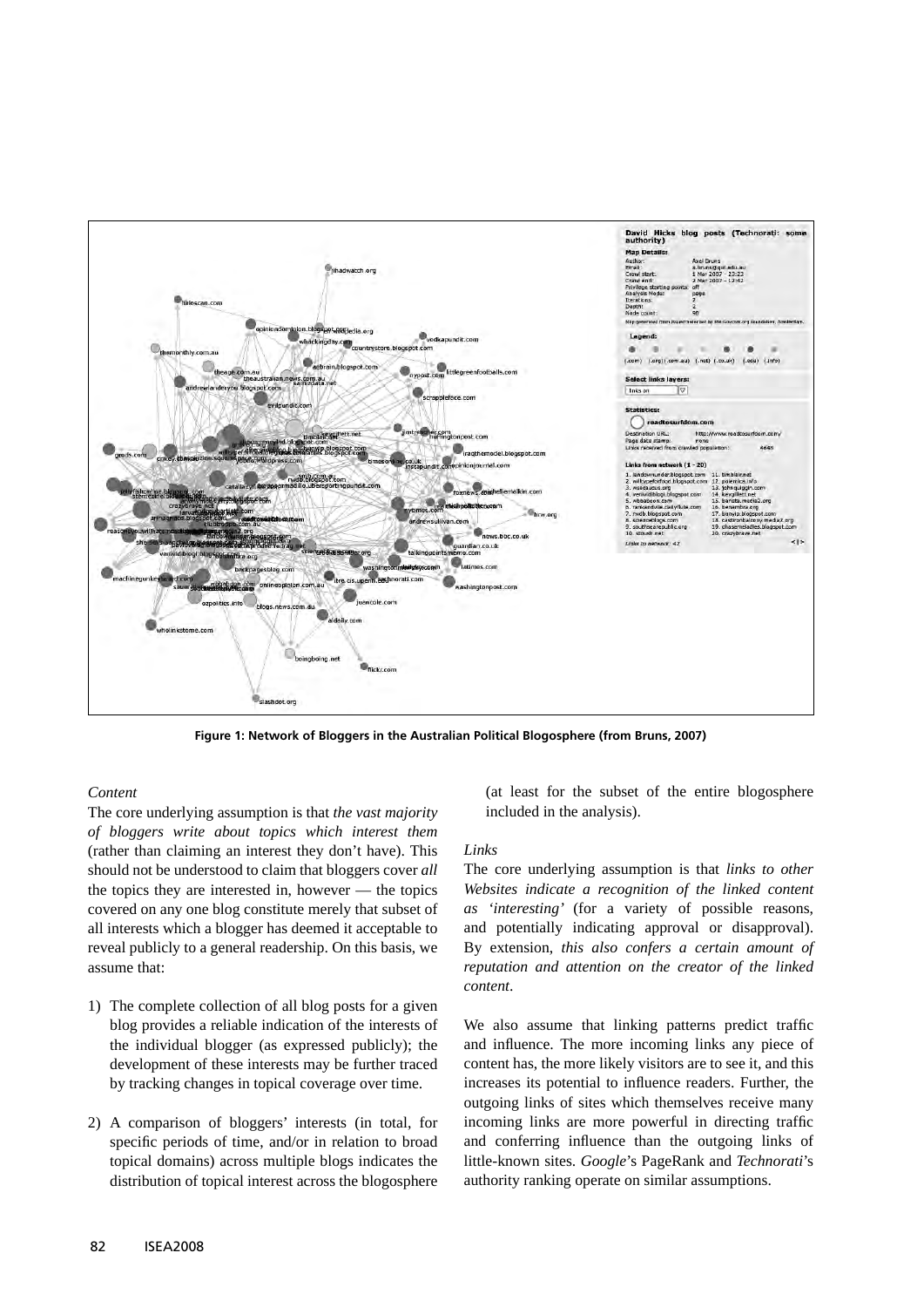Figure 1: Network of Bloggers in the Australian Political Blogosphere (from Bruns, 2007)

*Content*

The core underlying assumption is that *the vast majority of bloggers write about topics which interest them* (rather than claiming an interest they don't have). This should not be understood to claim that bloggers cover *all* the topics they are interested in, however — the topics covered on any one blog constitute merely that subset of all interests which a blogger has deemed it acceptable to reveal publicly to a general readership. On this basis, we assume that:

1) The complete collection of all blog posts for a given blog provides a reliable indication of the interests of the individual blogger (as expressed publicly); the development of these interests may be further traced by tracking changes in topical coverage over time.

2) A comparison of bloggers' interests (in total, for specific periods of time, and/or in relation to broad topical domains) across multiple blogs indicates the distribution of topical interest across the blogosphere (at least for the subset of the entire blogosphere included in the analysis).

*Links*

The core underlying assumption is that *links to other Websites indicate a recognition of the linked content as 'interesting'* (for a variety of possible reasons, and potentially indicating approval or disapproval). By extension, *this also confers a certain amount of reputation and attention on the creator of the linked content*.

We also assume that linking patterns predict traffic and influence. The more incoming links any piece of content has, the more likely visitors are to see it, and this increases its potential to influence readers. Further, the outgoing links of sites which themselves receive many incoming links are more powerful in directing traffic and conferring influence than the outgoing links of little-known sites. *Google*'s PageRank and *Technorati*'s authority ranking operate on similar assumptions.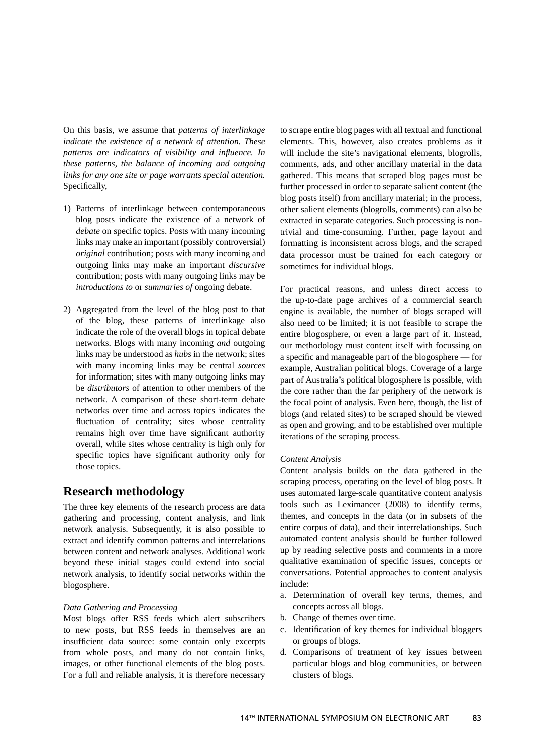On this basis, we assume that *patterns of interlinkage indicate the existence of a network of attention. These patterns are indicators of visibility and influence. In these patterns, the balance of incoming and outgoing links for any one site or page warrants special attention.* Specifically,

1) Patterns of interlinkage between contemporaneous blog posts indicate the existence of a network of *debate* on specific topics. Posts with many incoming links may make an important (possibly controversial) *original* contribution; posts with many incoming and outgoing links may make an important *discursive* contribution; posts with many outgoing links may be *introductions to* or *summaries of* ongoing debate.

2) Aggregated from the level of the blog post to that of the blog, these patterns of interlinkage also indicate the role of the overall blogs in topical debate networks. Blogs with many incoming *and* outgoing links may be understood as *hubs* in the network; sites with many incoming links may be central *sources* for information; sites with many outgoing links may be *distributors* of attention to other members of the network. A comparison of these short-term debate networks over time and across topics indicates the fluctuation of centrality; sites whose centrality remains high over time have significant authority overall, while sites whose centrality is high only for specific topics have significant authority only for those topics.

## Research methodology

The three key elements of the research process are data gathering and processing, content analysis, and link network analysis. Subsequently, it is also possible to extract and identify common patterns and interrelations between content and network analyses. Additional work beyond these initial stages could extend into social network analysis, to identify social networks within the blogosphere.

### *Data Gathering and Processing*

Most blogs offer RSS feeds which alert subscribers to new posts, but RSS feeds in themselves are an insufficient data source: some contain only excerpts from whole posts, and many do not contain links, images, or other functional elements of the blog posts. For a full and reliable analysis, it is therefore necessary to scrape entire blog pages with all textual and functional elements. This, however, also creates problems as it will include the site's navigational elements, blogrolls, comments, ads, and other ancillary material in the data gathered. This means that scraped blog pages must be further processed in order to separate salient content (the blog posts itself) from ancillary material; in the process, other salient elements (blogrolls, comments) can also be extracted in separate categories. Such processing is non-trivial and time-consuming. Further, page layout and formatting is inconsistent across blogs, and the scraped data processor must be trained for each category or sometimes for individual blogs.

For practical reasons, and unless direct access to the up-to-date page archives of a commercial search engine is available, the number of blogs scraped will also need to be limited; it is not feasible to scrape the entire blogosphere, or even a large part of it. Instead, our methodology must content itself with focussing on a specific and manageable part of the blogosphere — for example, Australian political blogs. Coverage of a large part of Australia's political blogosphere is possible, with the core rather than the far periphery of the network is the focal point of analysis. Even here, though, the list of blogs (and related sites) to be scraped should be viewed as open and growing, and to be established over multiple iterations of the scraping process.

### *Content Analysis*

Content analysis builds on the data gathered in the scraping process, operating on the level of blog posts. It uses automated large-scale quantitative content analysis tools such as Leximancer (2008) to identify terms, themes, and concepts in the data (or in subsets of the entire corpus of data), and their interrelationships. Such automated content analysis should be further followed up by reading selective posts and comments in a more qualitative examination of specific issues, concepts or conversations. Potential approaches to content analysis include:

a. Determination of overall key terms, themes, and concepts across all blogs.
b. Change of themes over time.
c. Identification of key themes for individual bloggers or groups of blogs.
d. Comparisons of treatment of key issues between particular blogs and blog communities, or between clusters of blogs.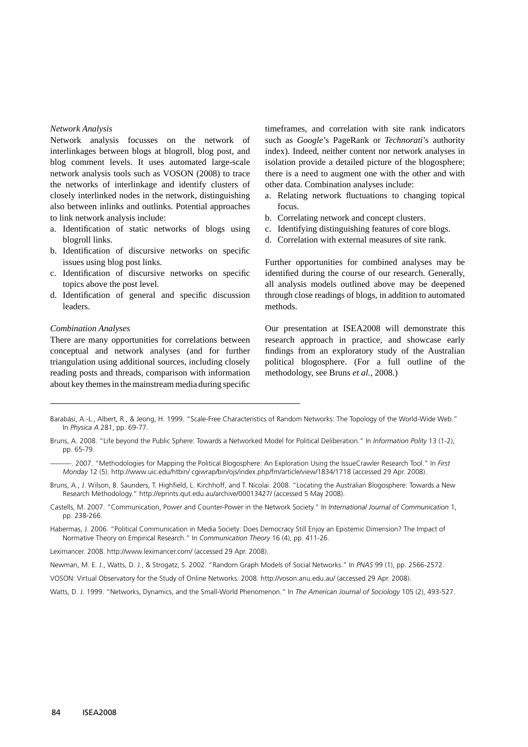*Network Analysis*

Network analysis focusses on the network of interlinkages between blogs at blogroll, blog post, and blog comment levels. It uses automated large-scale network analysis tools such as VOSON (2008) to trace the networks of interlinkage and identify clusters of closely interlinked nodes in the network, distinguishing also between inlinks and outlinks. Potential approaches to link network analysis include:

a. Identification of static networks of blogs using blogroll links.
b. Identification of discursive networks on specific issues using blog post links.
c. Identification of discursive networks on specific topics above the post level.
d. Identification of general and specific discussion leaders.

*Combination Analyses*

There are many opportunities for correlations between conceptual and network analyses (and for further triangulation using additional sources, including closely reading posts and threads, comparison with information about key themes in the mainstream media during specific timeframes, and correlation with site rank indicators such as *Google*'s PageRank or *Technorati*'s authority index). Indeed, neither content nor network analyses in isolation provide a detailed picture of the blogosphere; there is a need to augment one with the other and with other data. Combination analyses include:

a. Relating network fluctuations to changing topical focus.
b. Correlating network and concept clusters.
c. Identifying distinguishing features of core blogs.
d. Correlation with external measures of site rank.

Further opportunities for combined analyses may be identified during the course of our research. Generally, all analysis models outlined above may be deepened through close readings of blogs, in addition to automated methods.

Our presentation at ISEA2008 will demonstrate this research approach in practice, and showcase early findings from an exploratory study of the Australian political blogosphere. (For a full outline of the methodology, see Bruns *et al.*, 2008.)

---

Barabási, A.-L., Albert, R., & Jeong, H. 1999. "Scale-Free Characteristics of Random Networks: The Topology of the World-Wide Web." In *Physica A* 281, pp. 69-77.

Bruns, A. 2008. "Life beyond the Public Sphere: Towards a Networked Model for Political Deliberation." In *Information Polity* 13 (1-2), pp. 65-79.

———. 2007. "Methodologies for Mapping the Political Blogosphere: An Exploration Using the IssueCrawler Research Tool." In *First Monday* 12 (5). http://www.uic.edu/htbin/ cgiwrap/bin/ojs/index.php/fm/article/view/1834/1718 (accessed 29 Apr. 2008).

Bruns, A., J. Wilson, B. Saunders, T. Highfield, L. Kirchhoff, and T. Nicolai. 2008. "Locating the Australian Blogosphere: Towards a New Research Methodology." http://eprints.qut.edu.au/archive/00013427/ (accessed 5 May 2008).

Castells, M. 2007. "Communication, Power and Counter-Power in the Network Society." In *International Journal of Communication* 1, pp. 238-266.

Habermas, J. 2006. "Political Communication in Media Society: Does Democracy Still Enjoy an Epistemic Dimension? The Impact of Normative Theory on Empirical Research." In *Communication Theory* 16 (4), pp. 411-26.

Leximancer. 2008. http://www.leximancer.com/ (accessed 29 Apr. 2008).

Newman, M. E. J., Watts, D. J., & Strogatz, S. 2002. "Random Graph Models of Social Networks." In *PNAS* 99 (1), pp. 2566-2572.

VOSON: Virtual Observatory for the Study of Online Networks. 2008. http://voson.anu.edu.au/ (accessed 29 Apr. 2008).

Watts, D. J. 1999. "Networks, Dynamics, and the Small-World Phenomenon." In *The American Journal of Sociology* 105 (2), 493-527.